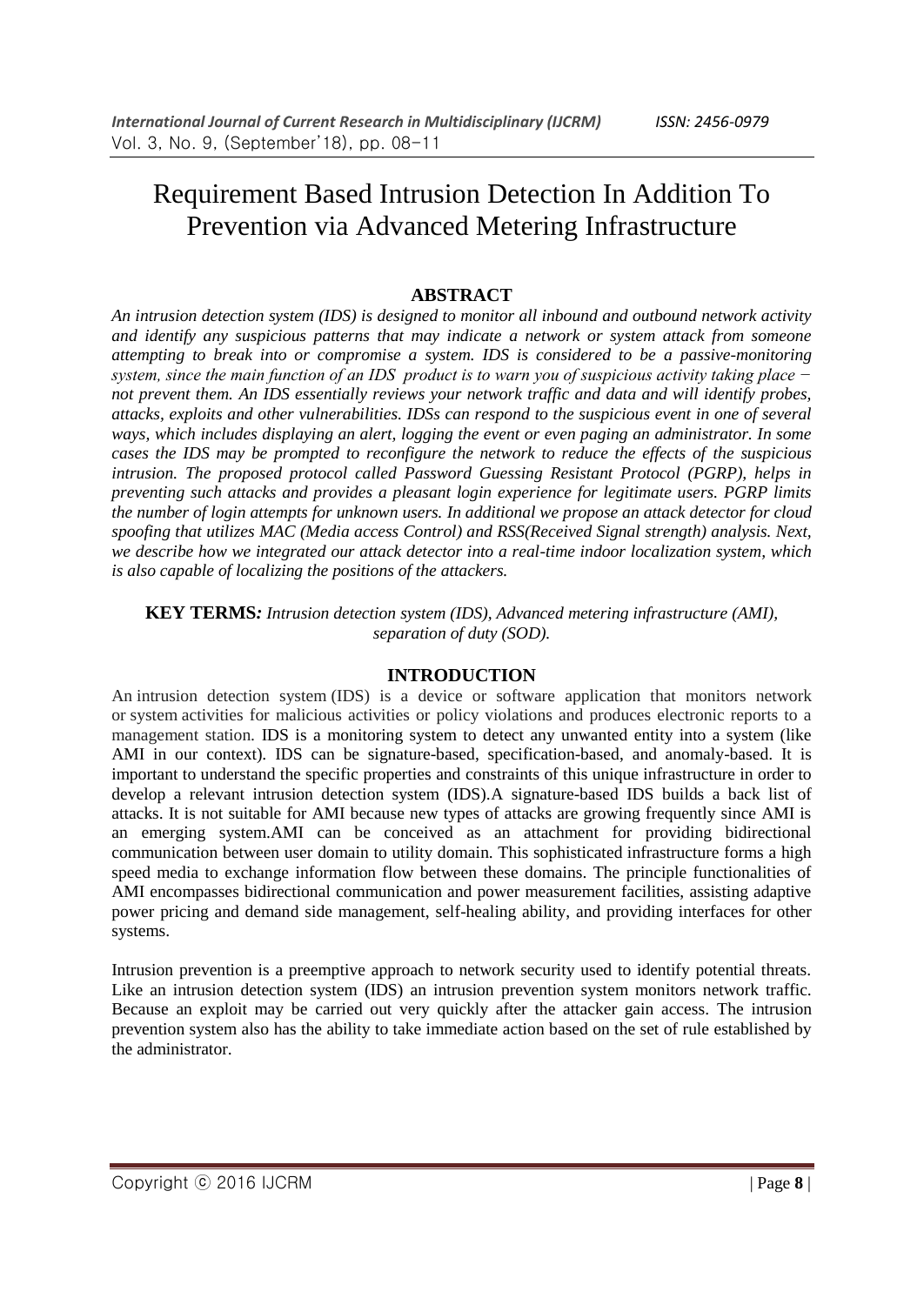# Requirement Based Intrusion Detection In Addition To Prevention via Advanced Metering Infrastructure

## ABSTRACT

***An intrusion detection system (IDS) is designed to monitor all inbound and outbound network activity and identify any suspicious patterns that may indicate a network or system attack from someone attempting to break into or compromise a system. IDS is considered to be a passive-monitoring** system, since the main function of an IDS product is to warn you of suspicious activity taking place − **not prevent them. An IDS essentially reviews your network traffic and data and will identify probes, attacks, exploits and other vulnerabilities. IDSs can respond to the suspicious event in one of several ways, which includes displaying an alert, logging the event or even paging an administrator. In some cases the IDS may be prompted to reconfigure the network to reduce the effects of the suspicious intrusion. The proposed protocol called Password Guessing Resistant Protocol (PGRP), helps in preventing such attacks and provides a pleasant login experience for legitimate users. PGRP limits the number of login attempts for unknown users. In additional we propose an attack detector for cloud spoofing that utilizes MAC (Media access Control) and RSS(Received Signal strength) analysis. Next, we describe how we integrated our attack detector into a real-time indoor localization system, which is also capable of localizing the positions of the attackers.***

**KEY TERMS*:*** *Intrusion detection system (IDS), Advanced metering infrastructure (AMI), separation of duty (SOD).*

## INTRODUCTION

An intrusion detection system (IDS) is a device or software application that monitors network or system activities for malicious activities or policy violations and produces electronic reports to a management station. IDS is a monitoring system to detect any unwanted entity into a system (like AMI in our context). IDS can be signature-based, specification-based, and anomaly-based. It is important to understand the specific properties and constraints of this unique infrastructure in order to develop a relevant intrusion detection system (IDS).A signature-based IDS builds a back list of attacks. It is not suitable for AMI because new types of attacks are growing frequently since AMI is an emerging system.AMI can be conceived as an attachment for providing bidirectional communication between user domain to utility domain. This sophisticated infrastructure forms a high speed media to exchange information flow between these domains. The principle functionalities of AMI encompasses bidirectional communication and power measurement facilities, assisting adaptive power pricing and demand side management, self-healing ability, and providing interfaces for other systems.

Intrusion prevention is a preemptive approach to network security used to identify potential threats. Like an intrusion detection system (IDS) an intrusion prevention system monitors network traffic. Because an exploit may be carried out very quickly after the attacker gain access. The intrusion prevention system also has the ability to take immediate action based on the set of rule established by the administrator.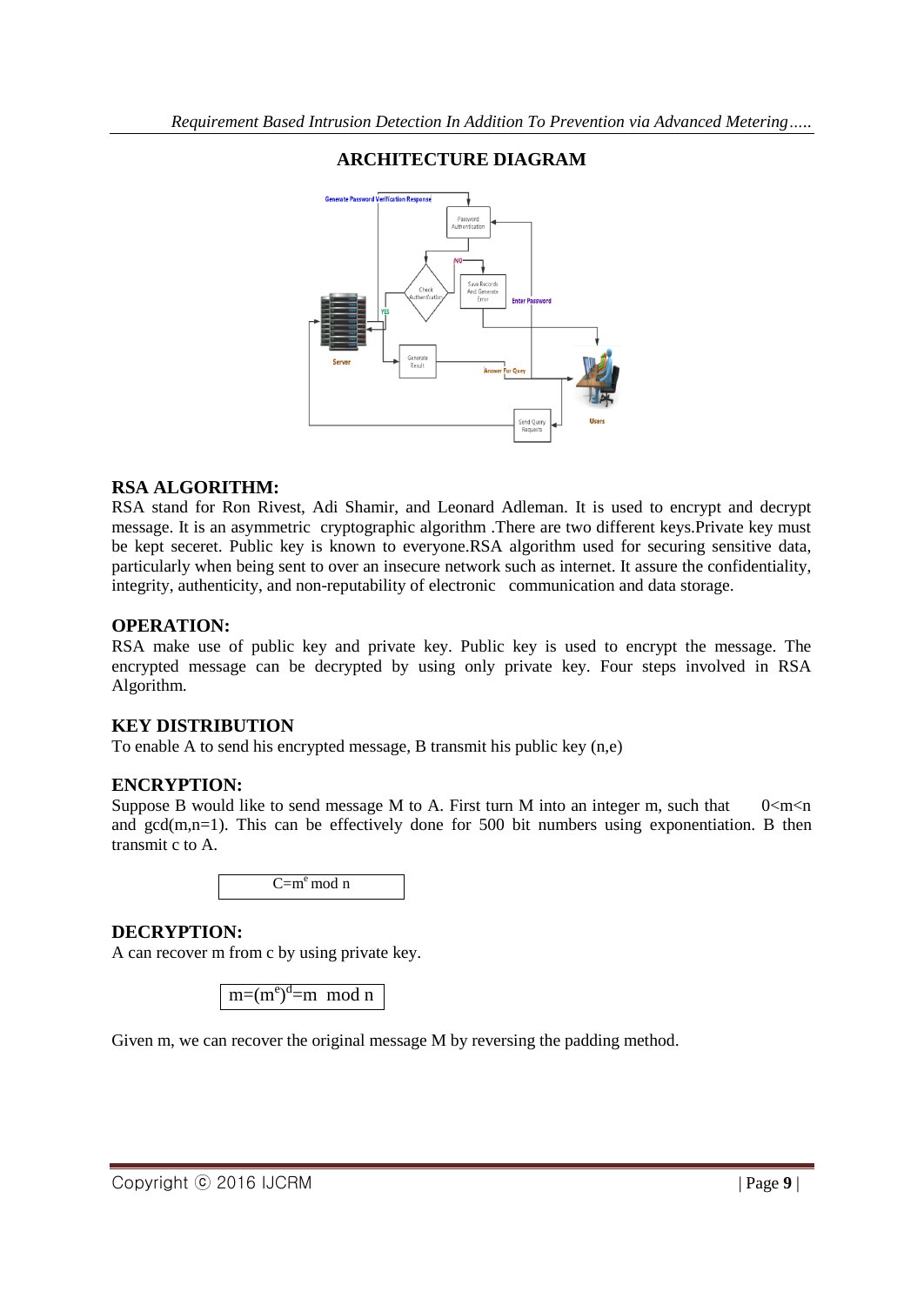## ARCHITECTURE DIAGRAM

## RSA ALGORITHM:

RSA stand for Ron Rivest, Adi Shamir, and Leonard Adleman. It is used to encrypt and decrypt message. It is an asymmetric cryptographic algorithm .There are two different keys.Private key must be kept seceret. Public key is known to everyone.RSA algorithm used for securing sensitive data, particularly when being sent to over an insecure network such as internet. It assure the confidentiality, integrity, authenticity, and non-reputability of electronic communication and data storage.

## OPERATION:

RSA make use of public key and private key. Public key is used to encrypt the message. The encrypted message can be decrypted by using only private key. Four steps involved in RSA Algorithm.

## KEY DISTRIBUTION

To enable A to send his encrypted message, B transmit his public key (n,e)

## ENCRYPTION:

Suppose B would like to send message M to A. First turn M into an integer m, such that $0<m<n$ and gcd(m,n=1). This can be effectively done for 500 bit numbers using exponentiation. B then transmit c to A.

$$C = m^e \bmod n$$

## DECRYPTION:

A can recover m from c by using private key.

$$m = (m^e)^d = m \bmod n$$

Given m, we can recover the original message M by reversing the padding method.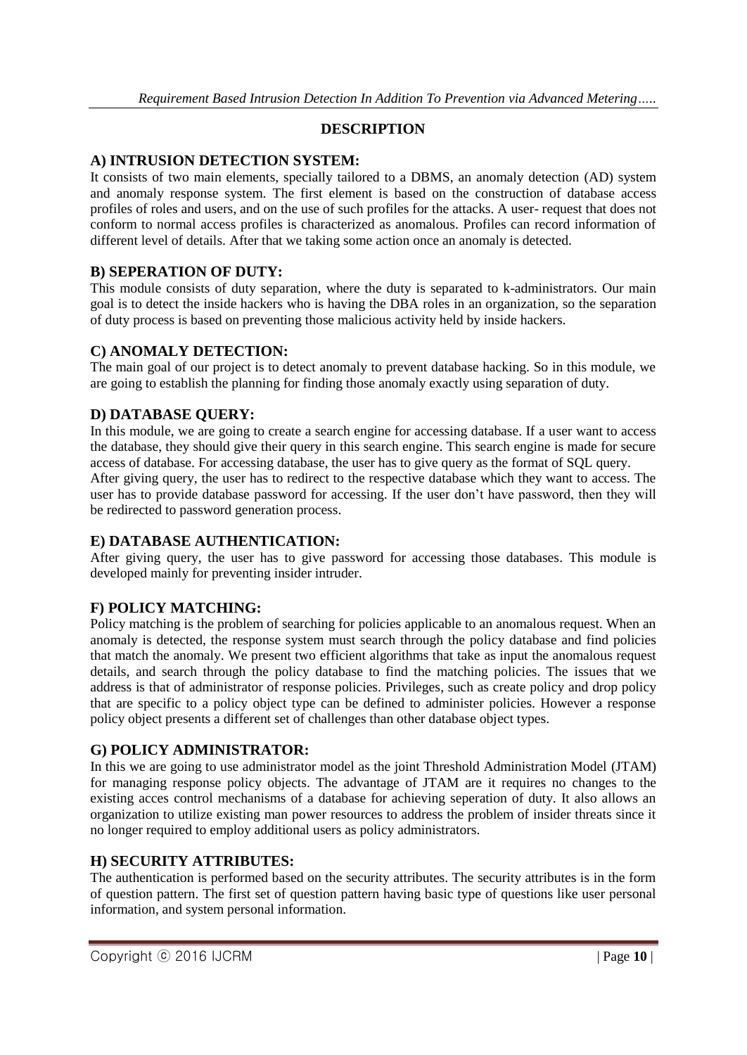## DESCRIPTION

### A) INTRUSION DETECTION SYSTEM:

It consists of two main elements, specially tailored to a DBMS, an anomaly detection (AD) system and anomaly response system. The first element is based on the construction of database access profiles of roles and users, and on the use of such profiles for the attacks. A user- request that does not conform to normal access profiles is characterized as anomalous. Profiles can record information of different level of details. After that we taking some action once an anomaly is detected.

### B) SEPERATION OF DUTY:

This module consists of duty separation, where the duty is separated to k-administrators. Our main goal is to detect the inside hackers who is having the DBA roles in an organization, so the separation of duty process is based on preventing those malicious activity held by inside hackers.

### C) ANOMALY DETECTION:

The main goal of our project is to detect anomaly to prevent database hacking. So in this module, we are going to establish the planning for finding those anomaly exactly using separation of duty.

### D) DATABASE QUERY:

In this module, we are going to create a search engine for accessing database. If a user want to access the database, they should give their query in this search engine. This search engine is made for secure access of database. For accessing database, the user has to give query as the format of SQL query.

After giving query, the user has to redirect to the respective database which they want to access. The user has to provide database password for accessing. If the user don't have password, then they will be redirected to password generation process.

### E) DATABASE AUTHENTICATION:

After giving query, the user has to give password for accessing those databases. This module is developed mainly for preventing insider intruder.

### F) POLICY MATCHING:

Policy matching is the problem of searching for policies applicable to an anomalous request. When an anomaly is detected, the response system must search through the policy database and find policies that match the anomaly. We present two efficient algorithms that take as input the anomalous request details, and search through the policy database to find the matching policies. The issues that we address is that of administrator of response policies. Privileges, such as create policy and drop policy that are specific to a policy object type can be defined to administer policies. However a response policy object presents a different set of challenges than other database object types.

### G) POLICY ADMINISTRATOR:

In this we are going to use administrator model as the joint Threshold Administration Model (JTAM) for managing response policy objects. The advantage of JTAM are it requires no changes to the existing acces control mechanisms of a database for achieving seperation of duty. It also allows an organization to utilize existing man power resources to address the problem of insider threats since it no longer required to employ additional users as policy administrators.

### H) SECURITY ATTRIBUTES:

The authentication is performed based on the security attributes. The security attributes is in the form of question pattern. The first set of question pattern having basic type of questions like user personal information, and system personal information.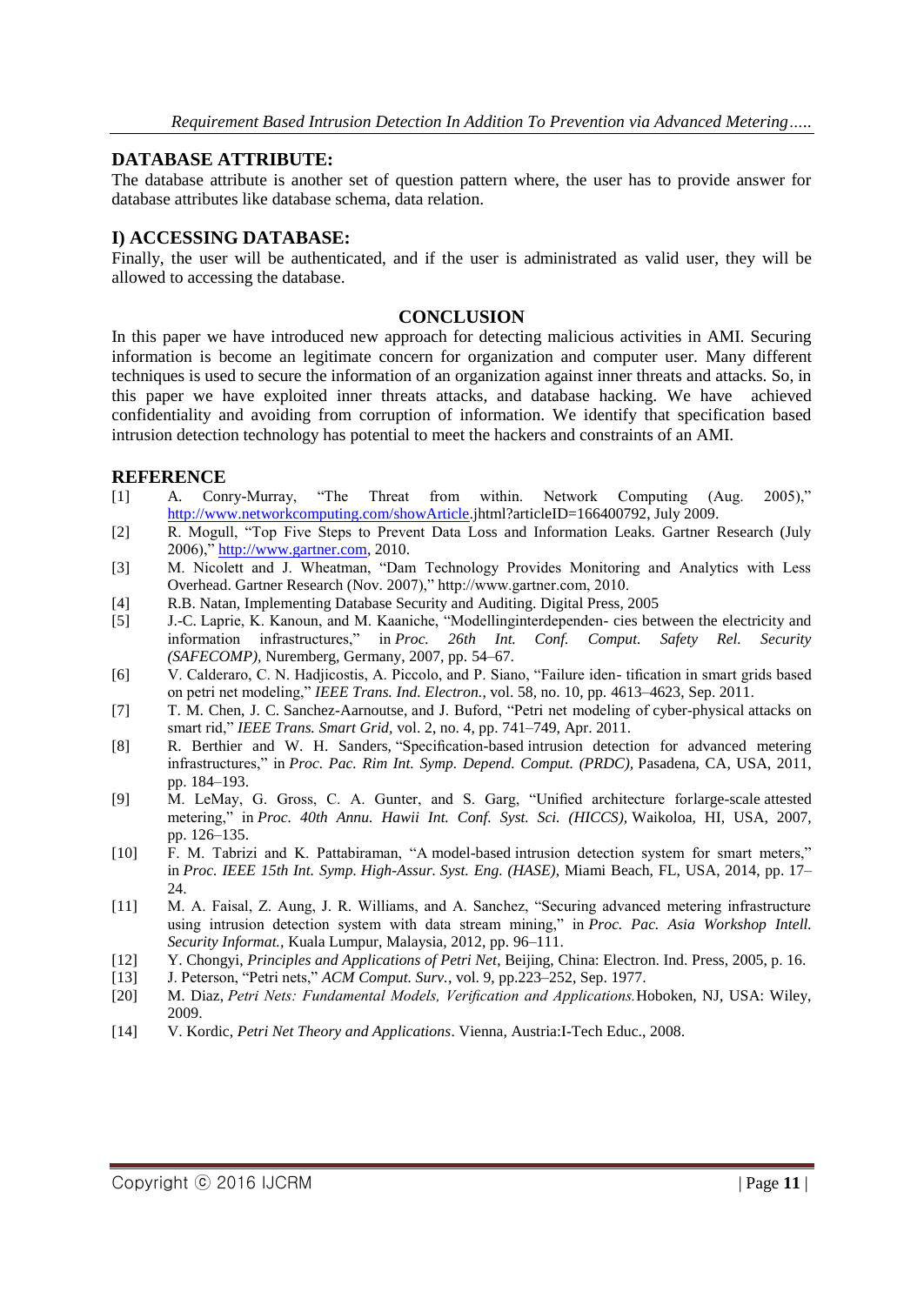## DATABASE ATTRIBUTE:

The database attribute is another set of question pattern where, the user has to provide answer for database attributes like database schema, data relation.

## I) ACCESSING DATABASE:

Finally, the user will be authenticated, and if the user is administrated as valid user, they will be allowed to accessing the database.

## CONCLUSION

In this paper we have introduced new approach for detecting malicious activities in AMI. Securing information is become an legitimate concern for organization and computer user. Many different techniques is used to secure the information of an organization against inner threats and attacks. So, in this paper we have exploited inner threats attacks, and database hacking. We have achieved confidentiality and avoiding from corruption of information. We identify that specification based intrusion detection technology has potential to meet the hackers and constraints of an AMI.

## REFERENCE

- [1] A. Conry-Murray, "The Threat from within. Network Computing (Aug. 2005)," http://www.networkcomputing.com/showArticle.jhtml?articleID=166400792, July 2009.
- [2] R. Mogull, "Top Five Steps to Prevent Data Loss and Information Leaks. Gartner Research (July 2006)," http://www.gartner.com, 2010.
- [3] M. Nicolett and J. Wheatman, "Dam Technology Provides Monitoring and Analytics with Less Overhead. Gartner Research (Nov. 2007)," http://www.gartner.com, 2010.
- [4] R.B. Natan, Implementing Database Security and Auditing. Digital Press, 2005
- [5] J.-C. Laprie, K. Kanoun, and M. Kaaniche, "Modellinginterdependen- cies between the electricity and information infrastructures," in *Proc. 26th Int. Conf. Comput. Safety Rel. Security (SAFECOMP),* Nuremberg, Germany, 2007, pp. 54–67.
- [6] V. Calderaro, C. N. Hadjicostis, A. Piccolo, and P. Siano, "Failure iden- tification in smart grids based on petri net modeling," *IEEE Trans. Ind. Electron.*, vol. 58, no. 10, pp. 4613–4623, Sep. 2011.
- [7] T. M. Chen, J. C. Sanchez-Aarnoutse, and J. Buford, "Petri net modeling of cyber-physical attacks on smart rid," *IEEE Trans. Smart Grid*, vol. 2, no. 4, pp. 741–749, Apr. 2011.
- [8] R. Berthier and W. H. Sanders, "Specification-based intrusion detection for advanced metering infrastructures," in *Proc. Pac. Rim Int. Symp. Depend. Comput. (PRDC),* Pasadena, CA, USA, 2011, pp. 184–193.
- [9] M. LeMay, G. Gross, C. A. Gunter, and S. Garg, "Unified architecture forlarge-scale attested metering," in *Proc. 40th Annu. Hawii Int. Conf. Syst. Sci. (HICCS),* Waikoloa, HI, USA, 2007, pp. 126–135.
- [10] F. M. Tabrizi and K. Pattabiraman, "A model-based intrusion detection system for smart meters," in *Proc. IEEE 15th Int. Symp. High-Assur. Syst. Eng. (HASE)*, Miami Beach, FL, USA, 2014, pp. 17–24.
- [11] M. A. Faisal, Z. Aung, J. R. Williams, and A. Sanchez, "Securing advanced metering infrastructure using intrusion detection system with data stream mining," in *Proc. Pac. Asia Workshop Intell. Security Informat.*, Kuala Lumpur, Malaysia, 2012, pp. 96–111.
- [12] Y. Chongyi, *Principles and Applications of Petri Net*, Beijing, China: Electron. Ind. Press, 2005, p. 16.
- [13] J. Peterson, "Petri nets," *ACM Comput. Surv.*, vol. 9, pp.223–252, Sep. 1977.
- [20] M. Diaz, *Petri Nets: Fundamental Models, Verification and Applications.* Hoboken, NJ, USA: Wiley, 2009.
- [14] V. Kordic, *Petri Net Theory and Applications*. Vienna, Austria:I-Tech Educ., 2008.